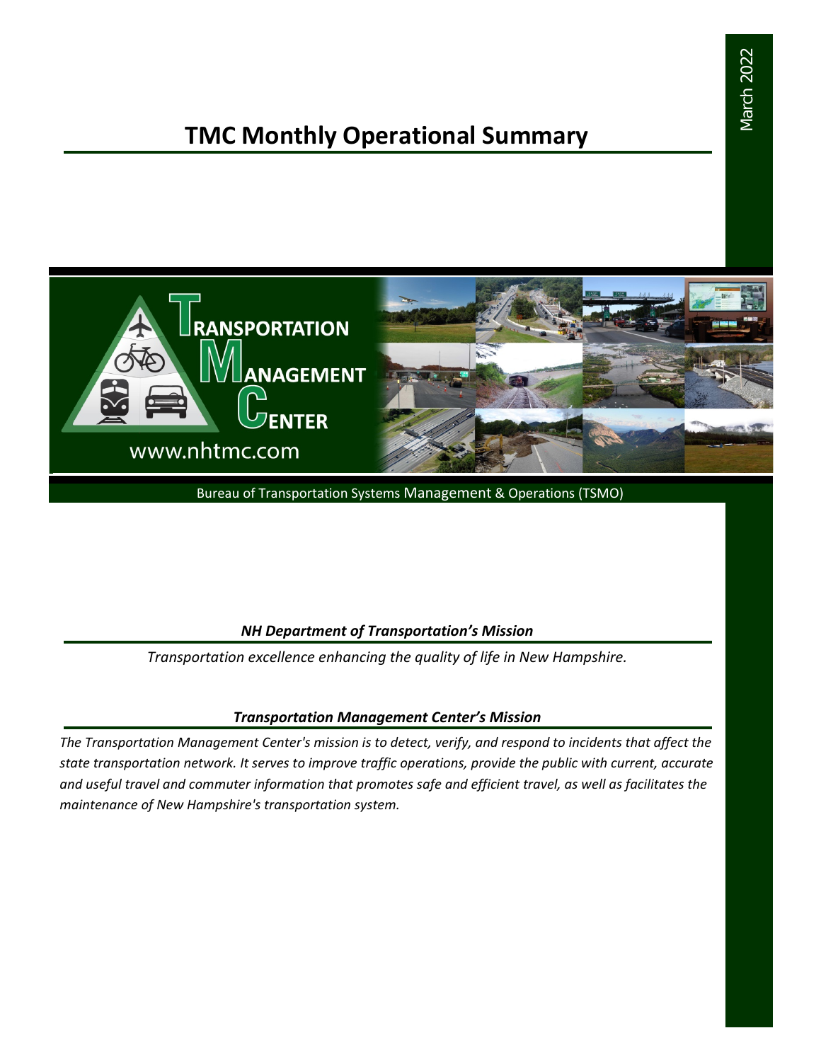March 2022

# TMC Monthly Operational Summary

TRANSPORTATION MANAGEMENT CENTER

www.nhtmc.com

Bureau of Transportation Systems Management & Operations (TSMO)

### *NH Department of Transportation's Mission*

*Transportation excellence enhancing the quality of life in New Hampshire.*

### *Transportation Management Center's Mission*

*The Transportation Management Center's mission is to detect, verify, and respond to incidents that affect the state transportation network. It serves to improve traffic operations, provide the public with current, accurate and useful travel and commuter information that promotes safe and efficient travel, as well as facilitates the maintenance of New Hampshire's transportation system.*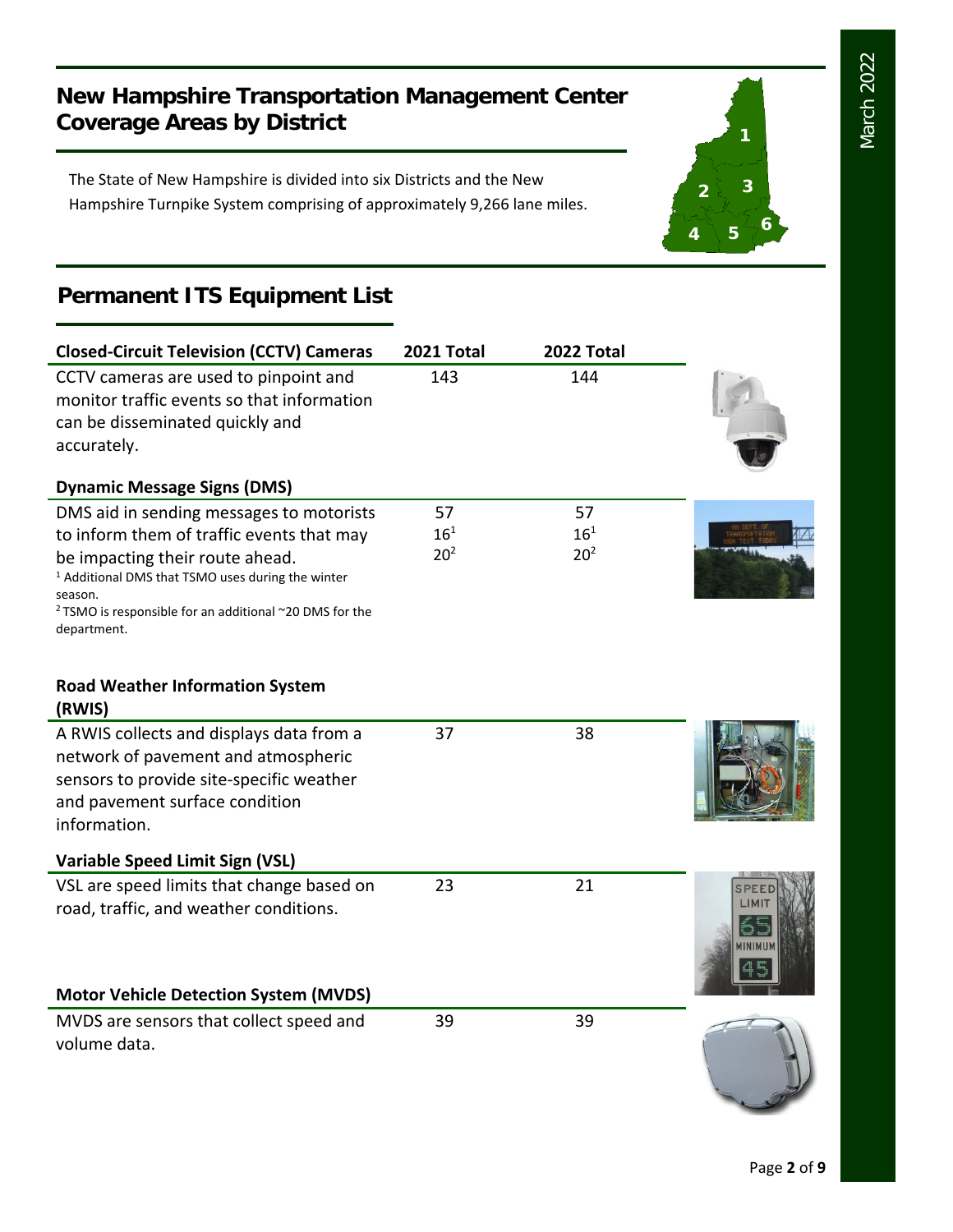# New Hampshire Transportation Management Center Coverage Areas by District

The State of New Hampshire is divided into six Districts and the New Hampshire Turnpike System comprising of approximately 9,266 lane miles.

## Permanent ITS Equipment List

| Closed-Circuit Television (CCTV) Cameras | 2021 Total | 2022 Total |
|---|---|---|
| CCTV cameras are used to pinpoint and monitor traffic events so that information can be disseminated quickly and accurately. | 143 | 144 |
| **Dynamic Message Signs (DMS)** | | |
| DMS aid in sending messages to motorists to inform them of traffic events that may be impacting their route ahead. | 57<br>16[1]<br>20[2] | 57<br>16[1]<br>20[2] |
| **Road Weather Information System (RWIS)** | | |
| A RWIS collects and displays data from a network of pavement and atmospheric sensors to provide site-specific weather and pavement surface condition information. | 37 | 38 |
| **Variable Speed Limit Sign (VSL)** | | |
| VSL are speed limits that change based on road, traffic, and weather conditions. | 23 | 21 |
| **Motor Vehicle Detection System (MVDS)** | | |
| MVDS are sensors that collect speed and volume data. | 39 | 39 |

[1] Additional DMS that TSMO uses during the winter season.

[2] TSMO is responsible for an additional ~20 DMS for the department.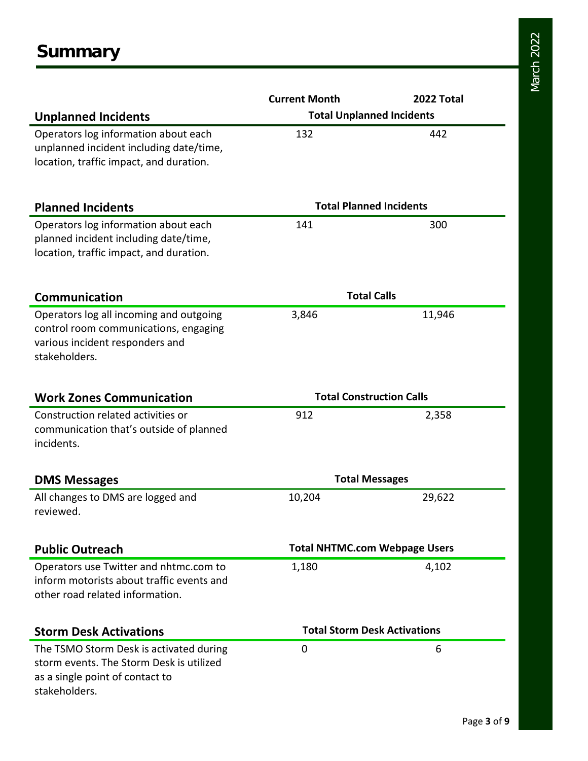# Summary

| | Current Month | 2022 Total |
|---|---|---|
| **Unplanned Incidents** | **Total Unplanned Incidents** | |
| Operators log information about each unplanned incident including date/time, location, traffic impact, and duration. | 132 | 442 |
| **Planned Incidents** | **Total Planned Incidents** | |
| Operators log information about each planned incident including date/time, location, traffic impact, and duration. | 141 | 300 |
| **Communication** | **Total Calls** | |
| Operators log all incoming and outgoing control room communications, engaging various incident responders and stakeholders. | 3,846 | 11,946 |
| **Work Zones Communication** | **Total Construction Calls** | |
| Construction related activities or communication that's outside of planned incidents. | 912 | 2,358 |
| **DMS Messages** | **Total Messages** | |
| All changes to DMS are logged and reviewed. | 10,204 | 29,622 |
| **Public Outreach** | **Total NHTMC.com Webpage Users** | |
| Operators use Twitter and nhtmc.com to inform motorists about traffic events and other road related information. | 1,180 | 4,102 |
| **Storm Desk Activations** | **Total Storm Desk Activations** | |
| The TSMO Storm Desk is activated during storm events. The Storm Desk is utilized as a single point of contact to stakeholders. | 0 | 6 |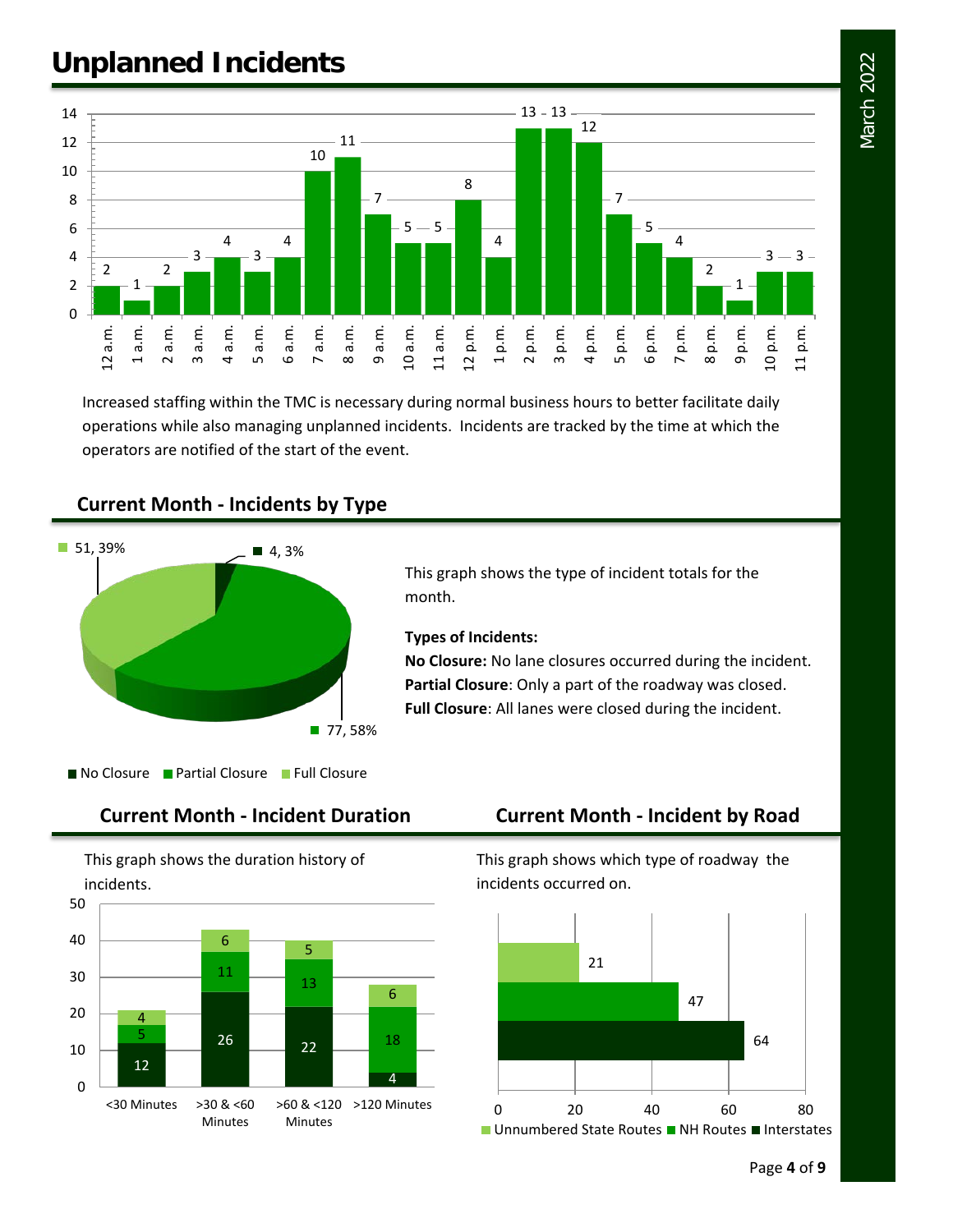# Unplanned Incidents

| Hour | Incidents |
|---|---|
| 12 a.m. | 2 |
| 1 a.m. | 1 |
| 2 a.m. | 2 |
| 3 a.m. | 3 |
| 4 a.m. | 4 |
| 5 a.m. | 3 |
| 6 a.m. | 4 |
| 7 a.m. | 10 |
| 8 a.m. | 11 |
| 9 a.m. | 7 |
| 10 a.m. | 5 |
| 11 a.m. | 5 |
| 12 p.m. | 8 |
| 1 p.m. | 4 |
| 2 p.m. | 13 |
| 3 p.m. | 13 |
| 4 p.m. | 12 |
| 5 p.m. | 7 |
| 6 p.m. | 5 |
| 7 p.m. | 4 |
| 8 p.m. | 2 |
| 9 p.m. | 1 |
| 10 p.m. | 3 |
| 11 p.m. | 3 |

Increased staffing within the TMC is necessary during normal business hours to better facilitate daily operations while also managing unplanned incidents. Incidents are tracked by the time at which the operators are notified of the start of the event.

## Current Month - Incidents by Type

| Type | Count | Percent |
|---|---|---|
| No Closure | 4 | 3% |
| Partial Closure | 77 | 58% |
| Full Closure | 51 | 39% |

This graph shows the type of incident totals for the month.

**Types of Incidents:**

**No Closure:** No lane closures occurred during the incident.

**Partial Closure**: Only a part of the roadway was closed.

**Full Closure**: All lanes were closed during the incident.

## Current Month - Incident Duration

This graph shows the duration history of incidents.

| Duration | No Closure / Bottom | Middle | Top |
|---|---|---|---|
| <30 Minutes | 12 | 5 | 4 |
| >30 & <60 Minutes | 26 | 11 | 6 |
| >60 & <120 Minutes | 22 | 13 | 5 |
| >120 Minutes | 4 | 18 | 6 |

## Current Month - Incident by Road

This graph shows which type of roadway the incidents occurred on.

| Road Type | Incidents |
|---|---|
| Unnumbered State Routes | 21 |
| NH Routes | 47 |
| Interstates | 64 |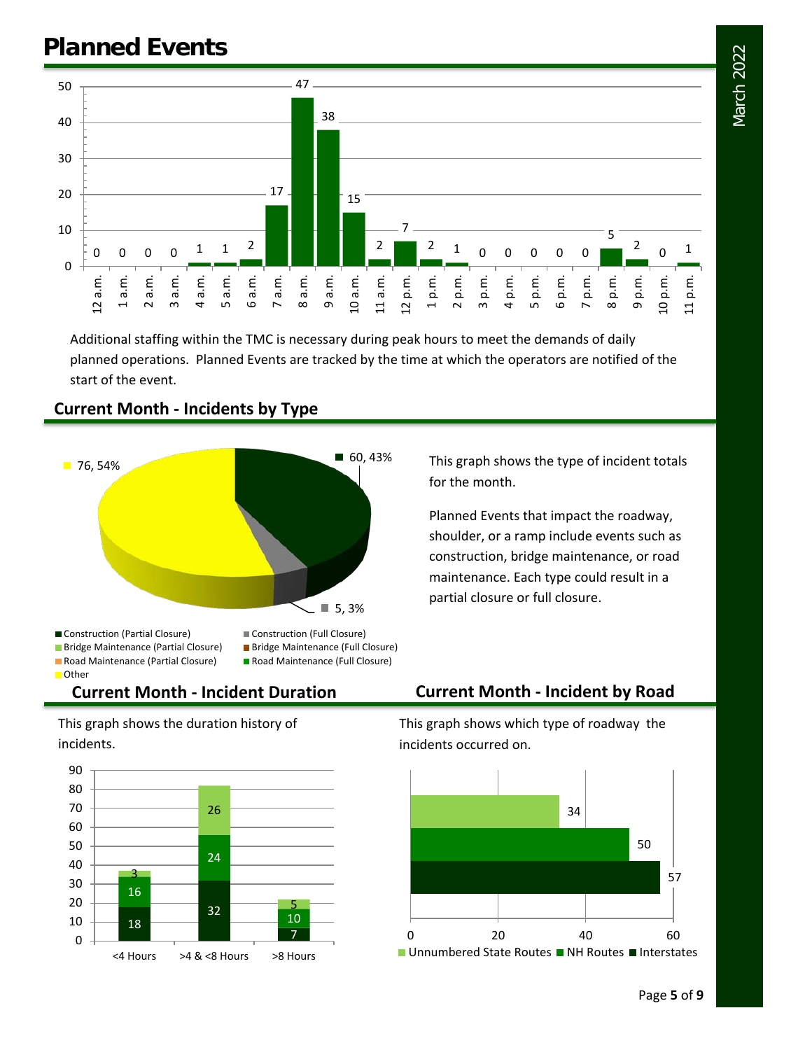# Planned Events

| Hour | Planned Events |
|---|---|
| 12 a.m. | 0 |
| 1 a.m. | 0 |
| 2 a.m. | 0 |
| 3 a.m. | 0 |
| 4 a.m. | 1 |
| 5 a.m. | 1 |
| 6 a.m. | 2 |
| 7 a.m. | 17 |
| 8 a.m. | 47 |
| 9 a.m. | 38 |
| 10 a.m. | 15 |
| 11 a.m. | 2 |
| 12 p.m. | 7 |
| 1 p.m. | 2 |
| 2 p.m. | 1 |
| 3 p.m. | 0 |
| 4 p.m. | 0 |
| 5 p.m. | 0 |
| 6 p.m. | 0 |
| 7 p.m. | 0 |
| 8 p.m. | 5 |
| 9 p.m. | 2 |
| 10 p.m. | 0 |
| 11 p.m. | 1 |

Additional staffing within the TMC is necessary during peak hours to meet the demands of daily planned operations. Planned Events are tracked by the time at which the operators are notified of the start of the event.

## Current Month - Incidents by Type

| Type | Count, % |
|---|---|
| Other | 76, 54% |
| Construction (Partial Closure) | 60, 43% |
| Construction (Full Closure) | 5, 3% |

Legend: Construction (Partial Closure), Construction (Full Closure), Bridge Maintenance (Partial Closure), Bridge Maintenance (Full Closure), Road Maintenance (Partial Closure), Road Maintenance (Full Closure), Other

This graph shows the type of incident totals for the month.

Planned Events that impact the roadway, shoulder, or a ramp include events such as construction, bridge maintenance, or road maintenance. Each type could result in a partial closure or full closure.

## Current Month - Incident Duration

This graph shows the duration history of incidents.

| Duration | Interstates | NH Routes | Unnumbered State Routes |
|---|---|---|---|
| <4 Hours | 18 | 16 | 3 |
| >4 & <8 Hours | 32 | 24 | 26 |
| >8 Hours | 7 | 10 | 5 |

## Current Month - Incident by Road

This graph shows which type of roadway the incidents occurred on.

| Road Type | Incidents |
|---|---|
| Unnumbered State Routes | 34 |
| NH Routes | 50 |
| Interstates | 57 |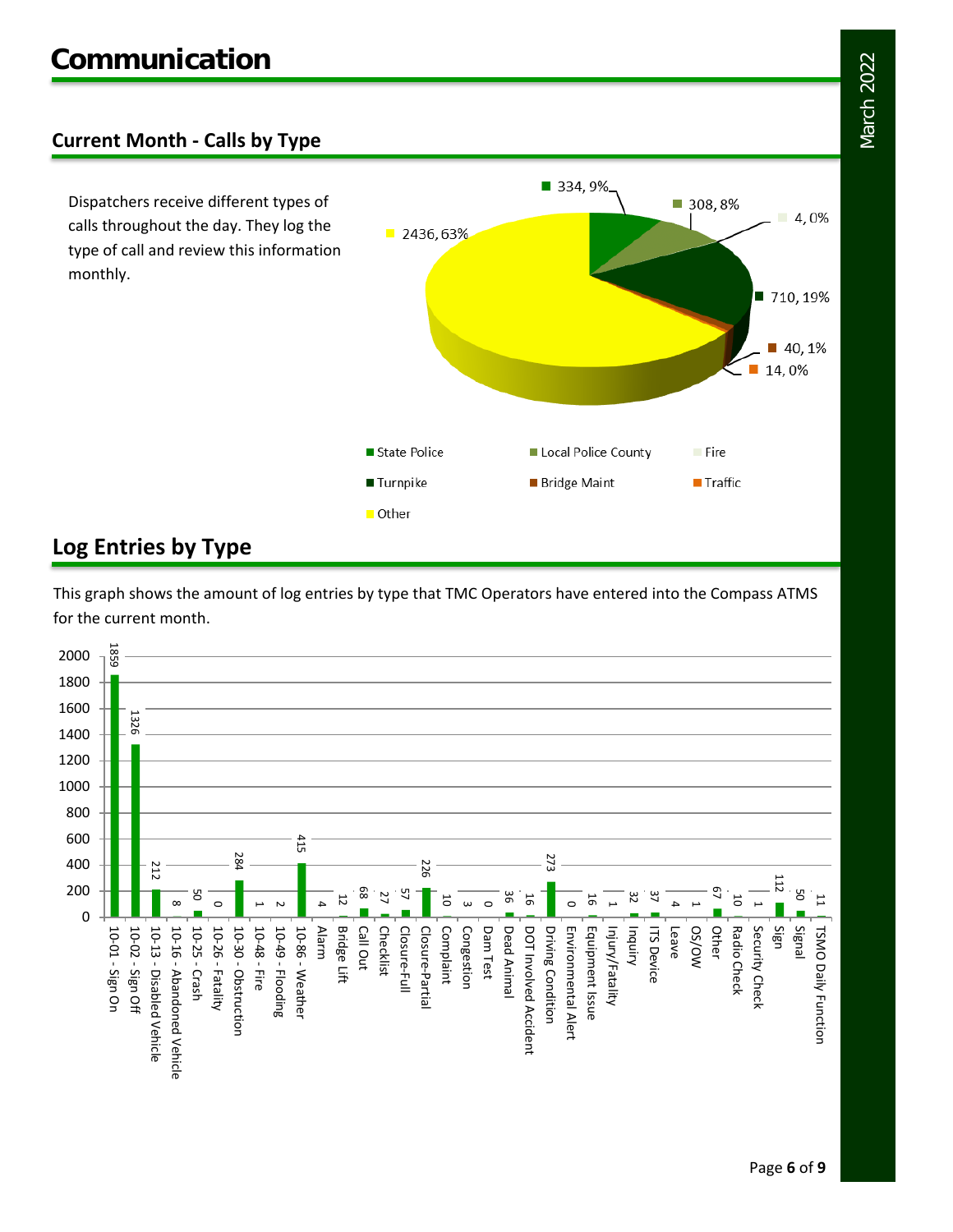# Communication

## Current Month - Calls by Type

Dispatchers receive different types of calls throughout the day. They log the type of call and review this information monthly.

| Type | Calls | Percent |
|---|---|---|
| State Police | 334 | 9% |
| Local Police County | 308 | 8% |
| Fire | 4 | 0% |
| Turnpike | 710 | 19% |
| Bridge Maint | 40 | 1% |
| Traffic | 14 | 0% |
| Other | 2436 | 63% |

## Log Entries by Type

This graph shows the amount of log entries by type that TMC Operators have entered into the Compass ATMS for the current month.

| Log Entry Type | Count |
|---|---|
| 10-01 - Sign On | 1859 |
| 10-02 - Sign Off | 1326 |
| 10-13 - Disabled Vehicle | 212 |
| 10-16 - Abandoned Vehicle | 8 |
| 10-25 - Crash | 50 |
| 10-26 - Fatality | 0 |
| 10-30 - Obstruction | 284 |
| 10-48 - Fire | 1 |
| 10-49 - Flooding | 2 |
| 10-86 - Weather | 415 |
| Alarm | 4 |
| Bridge Lift | 12 |
| Call Out | 68 |
| Checklist | 27 |
| Closure-Full | 57 |
| Closure-Partial | 226 |
| Complaint | 10 |
| Congestion | 3 |
| Dam Test | 0 |
| Dead Animal | 36 |
| DOT Involved Accident | 16 |
| Driving Condition | 273 |
| Environmental Alert | 0 |
| Equipment Issue | 16 |
| Injury/Fatality | 1 |
| Inquiry | 32 |
| ITS Device | 37 |
| Leave | 4 |
| OS/OW | 1 |
| Other | 67 |
| Radio Check | 10 |
| Security Check | 1 |
| Sign | 112 |
| Signal | 50 |
| TSMO Daily Function | 11 |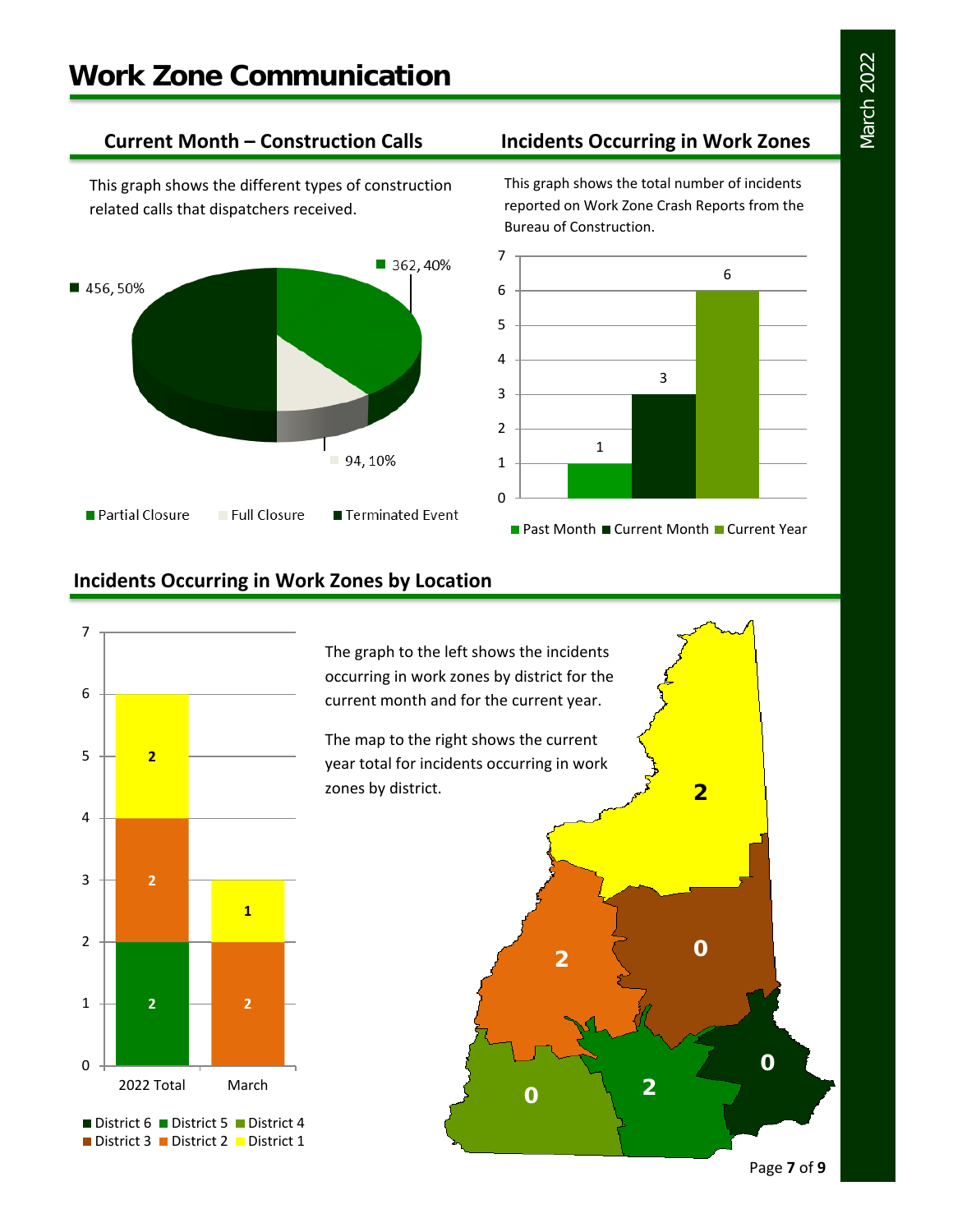# Work Zone Communication

## Current Month – Construction Calls

This graph shows the different types of construction related calls that dispatchers received.

| Call Type | Count | Percent |
|---|---|---|
| Partial Closure | 362 | 40% |
| Full Closure | 94 | 10% |
| Terminated Event | 456 | 50% |

## Incidents Occurring in Work Zones

This graph shows the total number of incidents reported on Work Zone Crash Reports from the Bureau of Construction.

| Period | Incidents |
|---|---|
| Past Month | 1 |
| Current Month | 3 |
| Current Year | 6 |

## Incidents Occurring in Work Zones by Location

The graph to the left shows the incidents occurring in work zones by district for the current month and for the current year.

The map to the right shows the current year total for incidents occurring in work zones by district.

| District | 2022 Total | March |
|---|---|---|
| District 1 | 2 | 1 |
| District 2 | 2 | 2 |
| District 3 | | |
| District 4 | | |
| District 5 | 2 | |
| District 6 | | |

Map (current year totals by district): District 1: 2, District 2: 2, District 3: 0, District 4: 0, District 5: 2, District 6: 0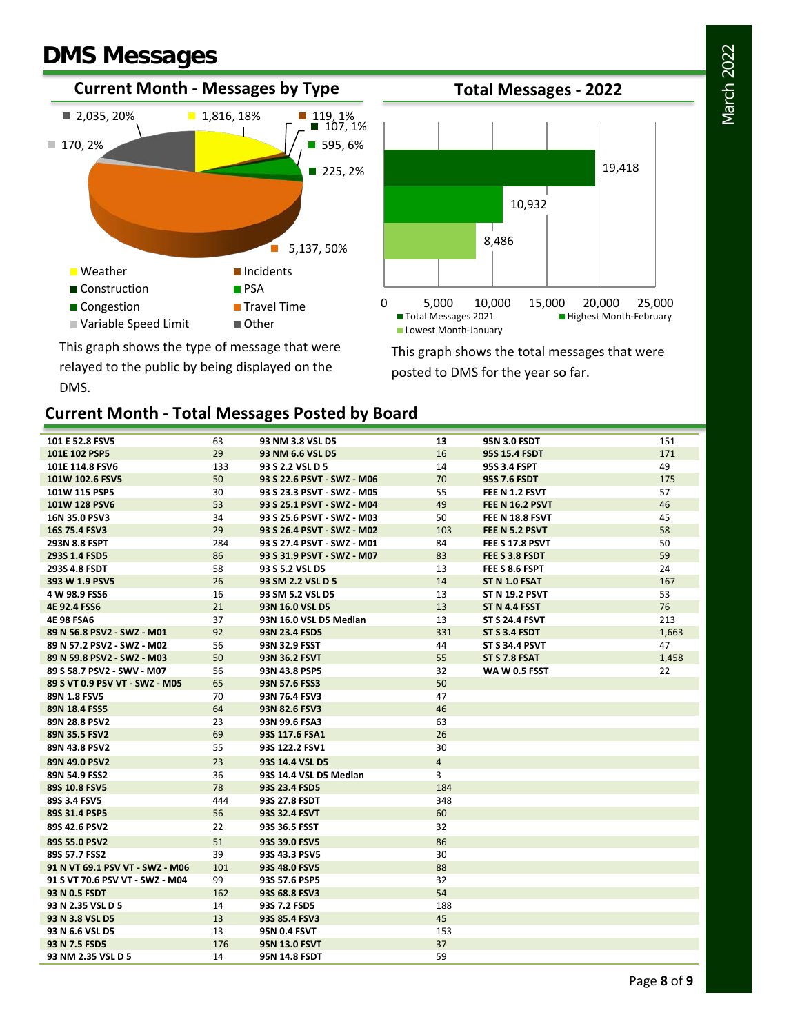# DMS Messages

## Current Month - Messages by Type

- 2,035, 20%
- 1,816, 18%
- 119, 1%
- 107, 1%
- 170, 2%
- 595, 6%
- 225, 2%
- 5,137, 50%

Legend: Weather, Incidents, Construction, PSA, Congestion, Travel Time, Variable Speed Limit, Other

This graph shows the type of message that were relayed to the public by being displayed on the DMS.

## Total Messages - 2022

| | Messages |
|---|---|
| Total Messages 2021 | 19,418 |
| Highest Month-February | 10,932 |
| Lowest Month-January | 8,486 |

This graph shows the total messages that were posted to DMS for the year so far.

## Current Month - Total Messages Posted by Board

| Board | Messages | Board | Messages | Board | Messages |
|---|---|---|---|---|---|
| **101 E 52.8 FSV5** | 63 | **93 NM 3.8 VSL D5** | 13 | **95N 3.0 FSDT** | 151 |
| **101E 102 PSP5** | 29 | **93 NM 6.6 VSL D5** | 16 | **95S 15.4 FSDT** | 171 |
| **101E 114.8 FSV6** | 133 | **93 S 2.2 VSL D 5** | 14 | **95S 3.4 FSPT** | 49 |
| **101W 102.6 FSV5** | 50 | **93 S 22.6 PSVT - SWZ - M06** | 70 | **95S 7.6 FSDT** | 175 |
| **101W 115 PSP5** | 30 | **93 S 23.3 PSVT - SWZ - M05** | 55 | **FEE N 1.2 FSVT** | 57 |
| **101W 128 PSV6** | 53 | **93 S 25.1 PSVT - SWZ - M04** | 49 | **FEE N 16.2 PSVT** | 46 |
| **16N 35.0 PSV3** | 34 | **93 S 25.6 PSVT - SWZ - M03** | 50 | **FEE N 18.8 FSVT** | 45 |
| **16S 75.4 FSV3** | 29 | **93 S 26.4 PSVT - SWZ - M02** | 103 | **FEE N 5.2 PSVT** | 58 |
| **293N 8.8 FSPT** | 284 | **93 S 27.4 PSVT - SWZ - M01** | 84 | **FEE S 17.8 PSVT** | 50 |
| **293S 1.4 FSD5** | 86 | **93 S 31.9 PSVT - SWZ - M07** | 83 | **FEE S 3.8 FSDT** | 59 |
| **293S 4.8 FSDT** | 58 | **93 S 5.2 VSL D5** | 13 | **FEE S 8.6 FSPT** | 24 |
| **393 W 1.9 PSV5** | 26 | **93 SM 2.2 VSL D 5** | 14 | **ST N 1.0 FSAT** | 167 |
| **4 W 98.9 FSS6** | 16 | **93 SM 5.2 VSL D5** | 13 | **ST N 19.2 PSVT** | 53 |
| **4E 92.4 FSS6** | 21 | **93N 16.0 VSL D5** | 13 | **ST N 4.4 FSST** | 76 |
| **4E 98 FSA6** | 37 | **93N 16.0 VSL D5 Median** | 13 | **ST S 24.4 FSVT** | 213 |
| **89 N 56.8 PSV2 - SWZ - M01** | 92 | **93N 23.4 FSD5** | 331 | **ST S 3.4 FSDT** | 1,663 |
| **89 N 57.2 PSV2 - SWZ - M02** | 56 | **93N 32.9 FSST** | 44 | **ST S 34.4 PSVT** | 47 |
| **89 N 59.8 PSV2 - SWZ - M03** | 50 | **93N 36.2 FSVT** | 55 | **ST S 7.8 FSAT** | 1,458 |
| **89 S 58.7 PSV2 - SWV - M07** | 56 | **93N 43.8 PSP5** | 32 | **WA W 0.5 FSST** | 22 |
| **89 S VT 0.9 PSV VT - SWZ - M05** | 65 | **93N 57.6 FSS3** | 50 | | |
| **89N 1.8 FSV5** | 70 | **93N 76.4 FSV3** | 47 | | |
| **89N 18.4 FSS5** | 64 | **93N 82.6 FSV3** | 46 | | |
| **89N 28.8 PSV2** | 23 | **93N 99.6 FSA3** | 63 | | |
| **89N 35.5 FSV2** | 69 | **93S 117.6 FSA1** | 26 | | |
| **89N 43.8 PSV2** | 55 | **93S 122.2 FSV1** | 30 | | |
| **89N 49.0 PSV2** | 23 | **93S 14.4 VSL D5** | 4 | | |
| **89N 54.9 FSS2** | 36 | **93S 14.4 VSL D5 Median** | 3 | | |
| **89S 10.8 FSV5** | 78 | **93S 23.4 FSD5** | 184 | | |
| **89S 3.4 FSV5** | 444 | **93S 27.8 FSDT** | 348 | | |
| **89S 31.4 PSP5** | 56 | **93S 32.4 FSVT** | 60 | | |
| **89S 42.6 PSV2** | 22 | **93S 36.5 FSST** | 32 | | |
| **89S 55.0 PSV2** | 51 | **93S 39.0 FSV5** | 86 | | |
| **89S 57.7 FSS2** | 39 | **93S 43.3 PSV5** | 30 | | |
| **91 N VT 69.1 PSV VT - SWZ - M06** | 101 | **93S 48.0 FSV5** | 88 | | |
| **91 S VT 70.6 PSV VT - SWZ - M04** | 99 | **93S 57.6 PSP5** | 32 | | |
| **93 N 0.5 FSDT** | 162 | **93S 68.8 FSV3** | 54 | | |
| **93 N 2.35 VSL D 5** | 14 | **93S 7.2 FSD5** | 188 | | |
| **93 N 3.8 VSL D5** | 13 | **93S 85.4 FSV3** | 45 | | |
| **93 N 6.6 VSL D5** | 13 | **95N 0.4 FSVT** | 153 | | |
| **93 N 7.5 FSD5** | 176 | **95N 13.0 FSVT** | 37 | | |
| **93 NM 2.35 VSL D 5** | 14 | **95N 14.8 FSDT** | 59 | | |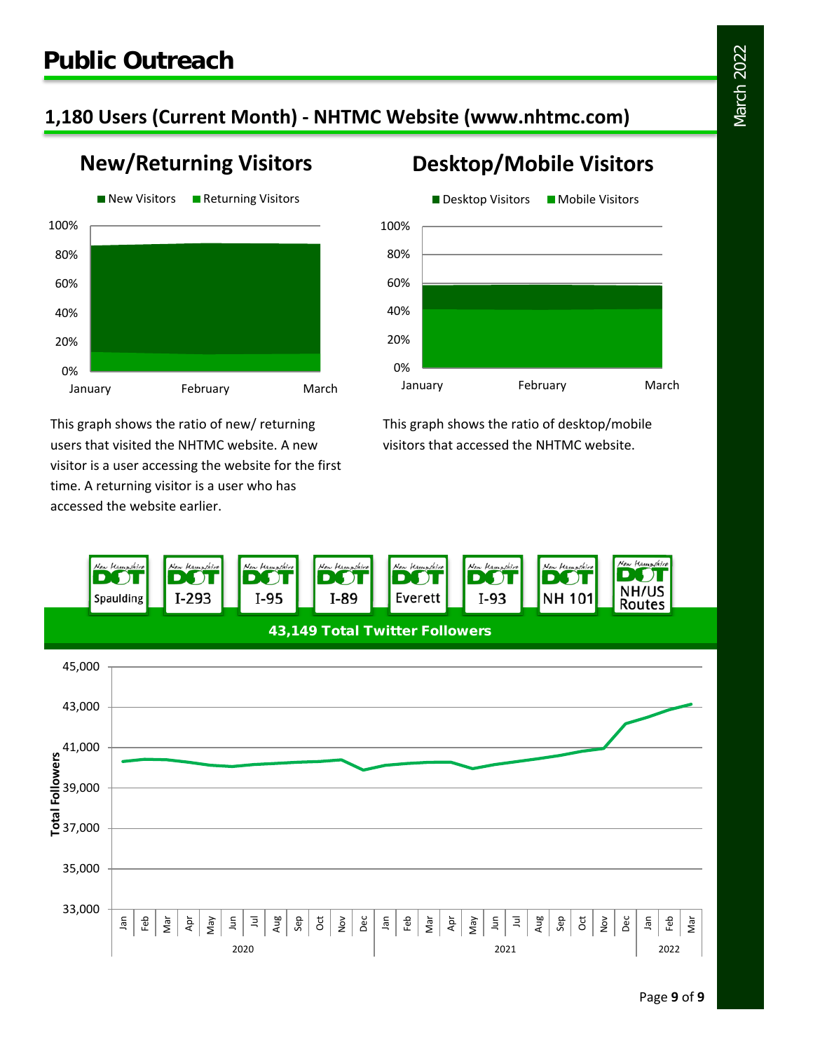# Public Outreach

## 1,180 Users (Current Month) - NHTMC Website (www.nhtmc.com)

### New/Returning Visitors

New Visitors
Returning Visitors

100%
80%
60%
40%
20%
0%

January
February
March

This graph shows the ratio of new/ returning users that visited the NHTMC website. A new visitor is a user accessing the website for the first time. A returning visitor is a user who has accessed the website earlier.

### Desktop/Mobile Visitors

Desktop Visitors
Mobile Visitors

100%
80%
60%
40%
20%
0%

January
February
March

This graph shows the ratio of desktop/mobile visitors that accessed the NHTMC website.

New Hampshire DOT Spaulding
New Hampshire DOT I-293
New Hampshire DOT I-95
New Hampshire DOT I-89
New Hampshire DOT Everett
New Hampshire DOT I-93
New Hampshire DOT NH 101
New Hampshire DOT NH/US Routes

**43,149 Total Twitter Followers**

Total Followers

45,000
43,000
41,000
39,000
37,000
35,000
33,000

Jan Feb Mar Apr May Jun Jul Aug Sep Oct Nov Dec
2020

Jan Feb Mar Apr May Jun Jul Aug Sep Oct Nov Dec
2021

Jan Feb Mar
2022